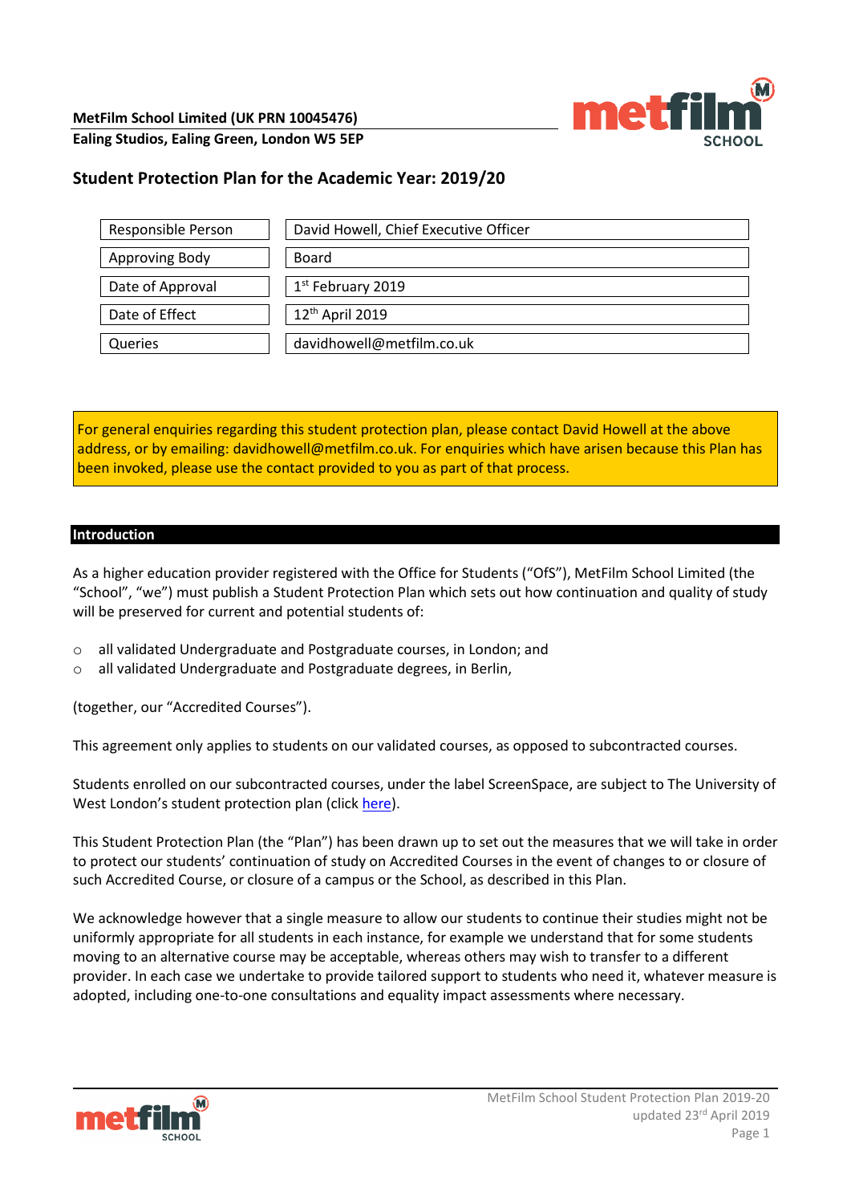**MetFilm School Limited (UK PRN 10045476)**
**Ealing Studios, Ealing Green, London W5 5EP**

# Student Protection Plan for the Academic Year: 2019/20

| | |
|---|---|
| Responsible Person | David Howell, Chief Executive Officer |
| Approving Body | Board |
| Date of Approval | 1st February 2019 |
| Date of Effect | 12th April 2019 |
| Queries | davidhowell@metfilm.co.uk |

For general enquiries regarding this student protection plan, please contact David Howell at the above address, or by emailing: davidhowell@metfilm.co.uk. For enquiries which have arisen because this Plan has been invoked, please use the contact provided to you as part of that process.

## Introduction

As a higher education provider registered with the Office for Students ("OfS"), MetFilm School Limited (the "School", "we") must publish a Student Protection Plan which sets out how continuation and quality of study will be preserved for current and potential students of:

- all validated Undergraduate and Postgraduate courses, in London; and
- all validated Undergraduate and Postgraduate degrees, in Berlin,

(together, our "Accredited Courses").

This agreement only applies to students on our validated courses, as opposed to subcontracted courses.

Students enrolled on our subcontracted courses, under the label ScreenSpace, are subject to The University of West London's student protection plan (click here).

This Student Protection Plan (the "Plan") has been drawn up to set out the measures that we will take in order to protect our students' continuation of study on Accredited Courses in the event of changes to or closure of such Accredited Course, or closure of a campus or the School, as described in this Plan.

We acknowledge however that a single measure to allow our students to continue their studies might not be uniformly appropriate for all students in each instance, for example we understand that for some students moving to an alternative course may be acceptable, whereas others may wish to transfer to a different provider. In each case we undertake to provide tailored support to students who need it, whatever measure is adopted, including one-to-one consultations and equality impact assessments where necessary.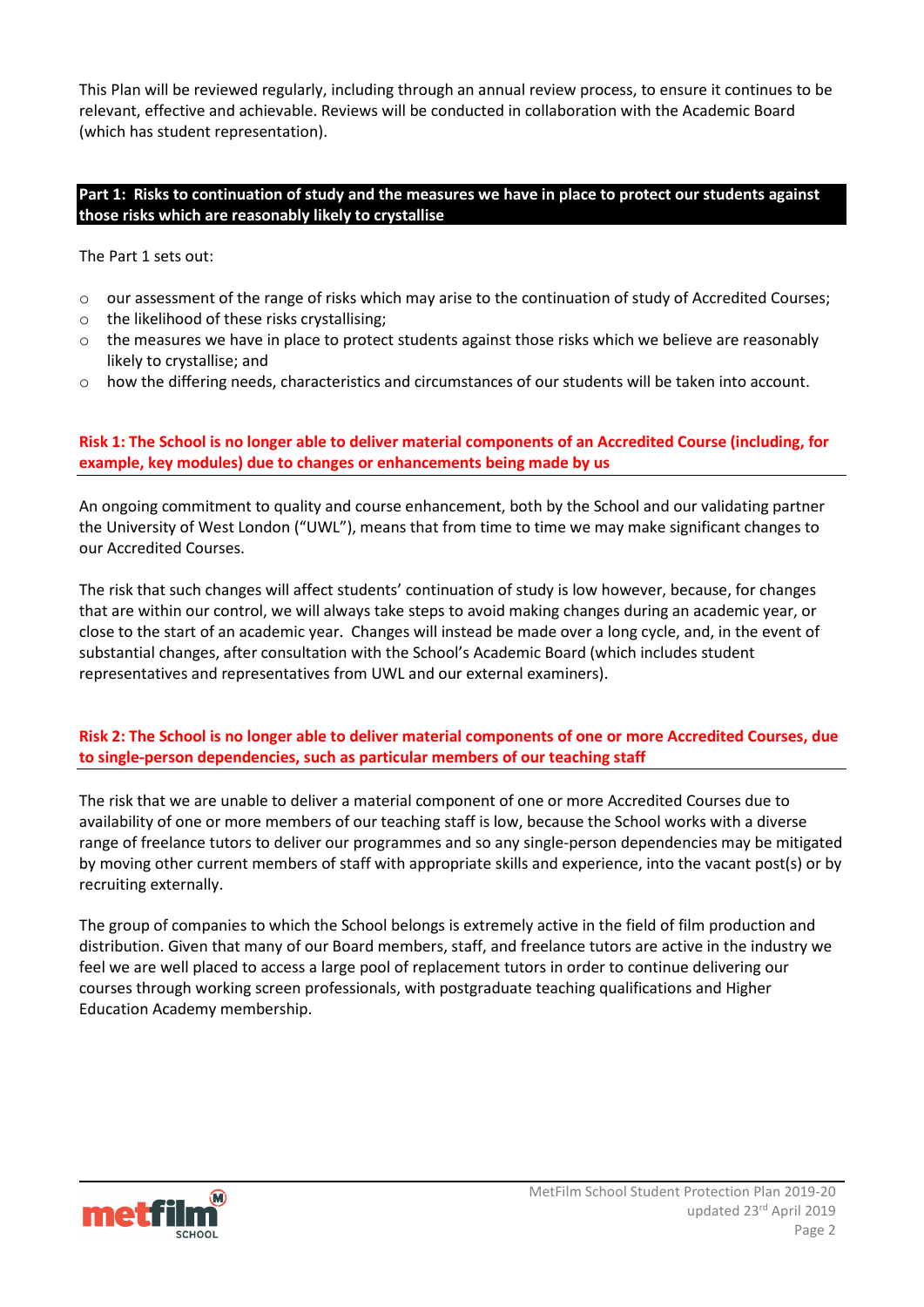This Plan will be reviewed regularly, including through an annual review process, to ensure it continues to be relevant, effective and achievable. Reviews will be conducted in collaboration with the Academic Board (which has student representation).

## Part 1: Risks to continuation of study and the measures we have in place to protect our students against those risks which are reasonably likely to crystallise

The Part 1 sets out:

- our assessment of the range of risks which may arise to the continuation of study of Accredited Courses;
- the likelihood of these risks crystallising;
- the measures we have in place to protect students against those risks which we believe are reasonably likely to crystallise; and
- how the differing needs, characteristics and circumstances of our students will be taken into account.

### Risk 1: The School is no longer able to deliver material components of an Accredited Course (including, for example, key modules) due to changes or enhancements being made by us

An ongoing commitment to quality and course enhancement, both by the School and our validating partner the University of West London ("UWL"), means that from time to time we may make significant changes to our Accredited Courses.

The risk that such changes will affect students' continuation of study is low however, because, for changes that are within our control, we will always take steps to avoid making changes during an academic year, or close to the start of an academic year. Changes will instead be made over a long cycle, and, in the event of substantial changes, after consultation with the School's Academic Board (which includes student representatives and representatives from UWL and our external examiners).

### Risk 2: The School is no longer able to deliver material components of one or more Accredited Courses, due to single-person dependencies, such as particular members of our teaching staff

The risk that we are unable to deliver a material component of one or more Accredited Courses due to availability of one or more members of our teaching staff is low, because the School works with a diverse range of freelance tutors to deliver our programmes and so any single-person dependencies may be mitigated by moving other current members of staff with appropriate skills and experience, into the vacant post(s) or by recruiting externally.

The group of companies to which the School belongs is extremely active in the field of film production and distribution. Given that many of our Board members, staff, and freelance tutors are active in the industry we feel we are well placed to access a large pool of replacement tutors in order to continue delivering our courses through working screen professionals, with postgraduate teaching qualifications and Higher Education Academy membership.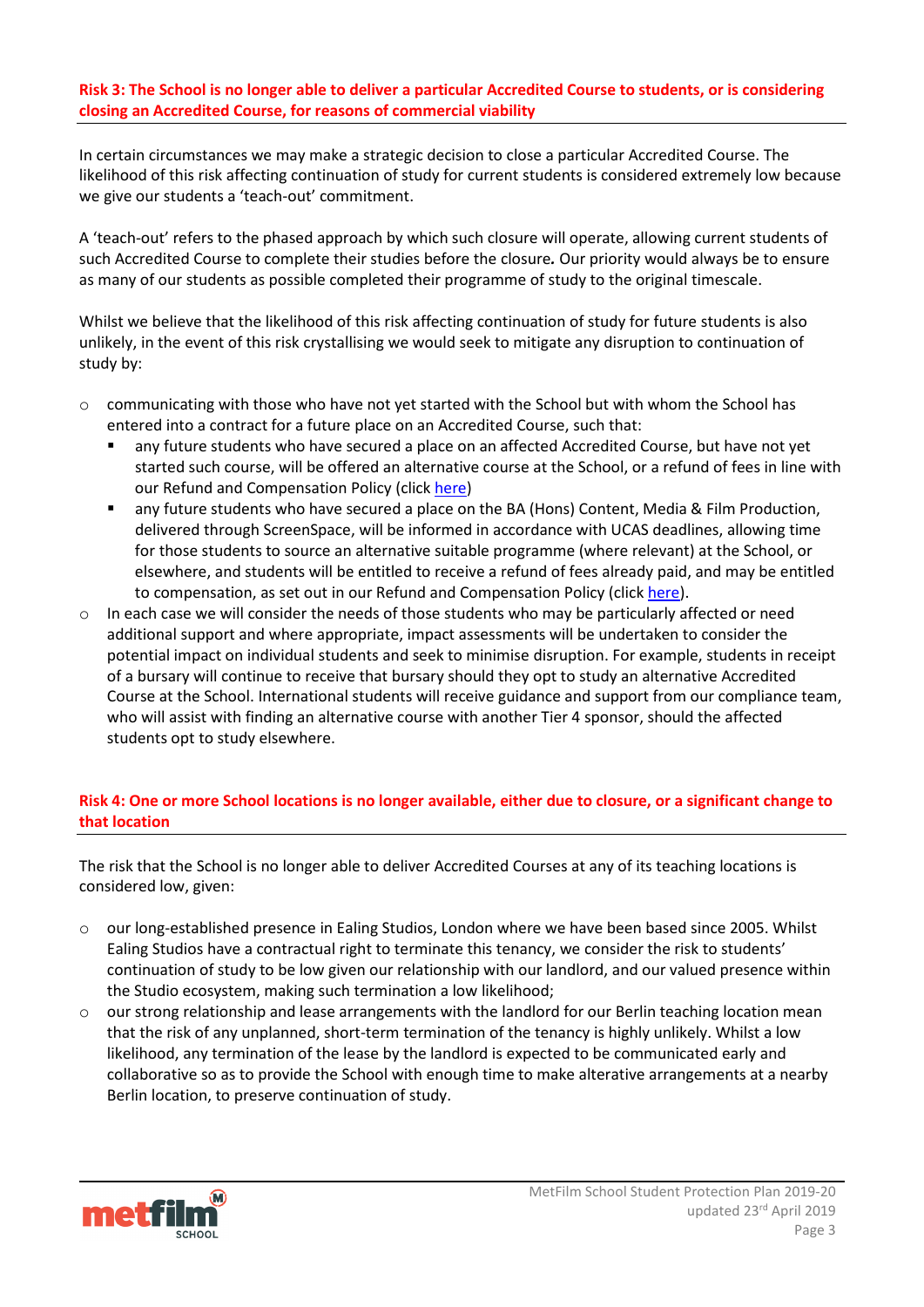## Risk 3: The School is no longer able to deliver a particular Accredited Course to students, or is considering closing an Accredited Course, for reasons of commercial viability

In certain circumstances we may make a strategic decision to close a particular Accredited Course. The likelihood of this risk affecting continuation of study for current students is considered extremely low because we give our students a 'teach-out' commitment.

A 'teach-out' refers to the phased approach by which such closure will operate, allowing current students of such Accredited Course to complete their studies before the closure**.** Our priority would always be to ensure as many of our students as possible completed their programme of study to the original timescale.

Whilst we believe that the likelihood of this risk affecting continuation of study for future students is also unlikely, in the event of this risk crystallising we would seek to mitigate any disruption to continuation of study by:

- communicating with those who have not yet started with the School but with whom the School has entered into a contract for a future place on an Accredited Course, such that:
  - any future students who have secured a place on an affected Accredited Course, but have not yet started such course, will be offered an alternative course at the School, or a refund of fees in line with our Refund and Compensation Policy (click here)
  - any future students who have secured a place on the BA (Hons) Content, Media & Film Production, delivered through ScreenSpace, will be informed in accordance with UCAS deadlines, allowing time for those students to source an alternative suitable programme (where relevant) at the School, or elsewhere, and students will be entitled to receive a refund of fees already paid, and may be entitled to compensation, as set out in our Refund and Compensation Policy (click here).
- In each case we will consider the needs of those students who may be particularly affected or need additional support and where appropriate, impact assessments will be undertaken to consider the potential impact on individual students and seek to minimise disruption. For example, students in receipt of a bursary will continue to receive that bursary should they opt to study an alternative Accredited Course at the School. International students will receive guidance and support from our compliance team, who will assist with finding an alternative course with another Tier 4 sponsor, should the affected students opt to study elsewhere.

## Risk 4: One or more School locations is no longer available, either due to closure, or a significant change to that location

The risk that the School is no longer able to deliver Accredited Courses at any of its teaching locations is considered low, given:

- our long-established presence in Ealing Studios, London where we have been based since 2005. Whilst Ealing Studios have a contractual right to terminate this tenancy, we consider the risk to students' continuation of study to be low given our relationship with our landlord, and our valued presence within the Studio ecosystem, making such termination a low likelihood;
- our strong relationship and lease arrangements with the landlord for our Berlin teaching location mean that the risk of any unplanned, short-term termination of the tenancy is highly unlikely. Whilst a low likelihood, any termination of the lease by the landlord is expected to be communicated early and collaborative so as to provide the School with enough time to make alterative arrangements at a nearby Berlin location, to preserve continuation of study.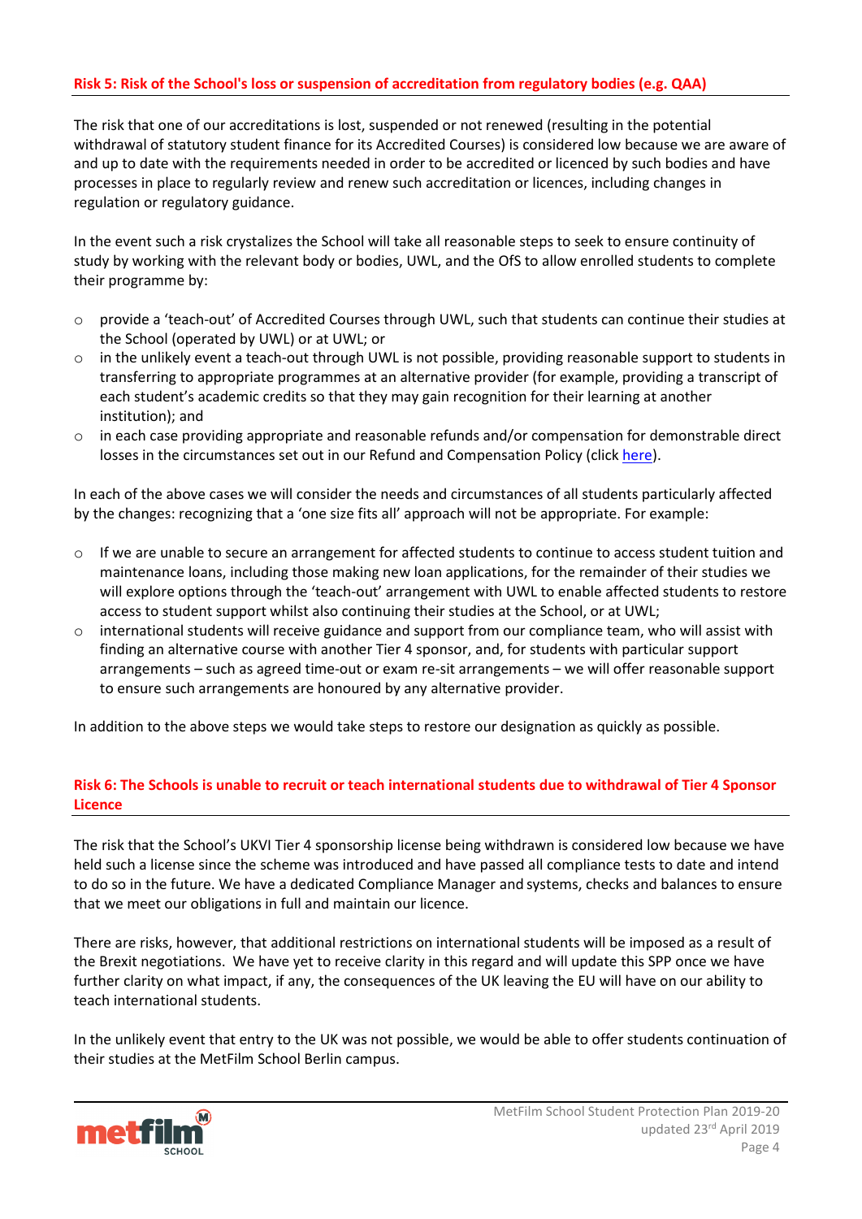### Risk 5: Risk of the School's loss or suspension of accreditation from regulatory bodies (e.g. QAA)

The risk that one of our accreditations is lost, suspended or not renewed (resulting in the potential withdrawal of statutory student finance for its Accredited Courses) is considered low because we are aware of and up to date with the requirements needed in order to be accredited or licenced by such bodies and have processes in place to regularly review and renew such accreditation or licences, including changes in regulation or regulatory guidance.

In the event such a risk crystalizes the School will take all reasonable steps to seek to ensure continuity of study by working with the relevant body or bodies, UWL, and the OfS to allow enrolled students to complete their programme by:

- provide a 'teach-out' of Accredited Courses through UWL, such that students can continue their studies at the School (operated by UWL) or at UWL; or
- in the unlikely event a teach-out through UWL is not possible, providing reasonable support to students in transferring to appropriate programmes at an alternative provider (for example, providing a transcript of each student's academic credits so that they may gain recognition for their learning at another institution); and
- in each case providing appropriate and reasonable refunds and/or compensation for demonstrable direct losses in the circumstances set out in our Refund and Compensation Policy (click here).

In each of the above cases we will consider the needs and circumstances of all students particularly affected by the changes: recognizing that a 'one size fits all' approach will not be appropriate. For example:

- If we are unable to secure an arrangement for affected students to continue to access student tuition and maintenance loans, including those making new loan applications, for the remainder of their studies we will explore options through the 'teach-out' arrangement with UWL to enable affected students to restore access to student support whilst also continuing their studies at the School, or at UWL;
- international students will receive guidance and support from our compliance team, who will assist with finding an alternative course with another Tier 4 sponsor, and, for students with particular support arrangements – such as agreed time-out or exam re-sit arrangements – we will offer reasonable support to ensure such arrangements are honoured by any alternative provider.

In addition to the above steps we would take steps to restore our designation as quickly as possible.

### Risk 6: The Schools is unable to recruit or teach international students due to withdrawal of Tier 4 Sponsor Licence

The risk that the School's UKVI Tier 4 sponsorship license being withdrawn is considered low because we have held such a license since the scheme was introduced and have passed all compliance tests to date and intend to do so in the future. We have a dedicated Compliance Manager and systems, checks and balances to ensure that we meet our obligations in full and maintain our licence.

There are risks, however, that additional restrictions on international students will be imposed as a result of the Brexit negotiations. We have yet to receive clarity in this regard and will update this SPP once we have further clarity on what impact, if any, the consequences of the UK leaving the EU will have on our ability to teach international students.

In the unlikely event that entry to the UK was not possible, we would be able to offer students continuation of their studies at the MetFilm School Berlin campus.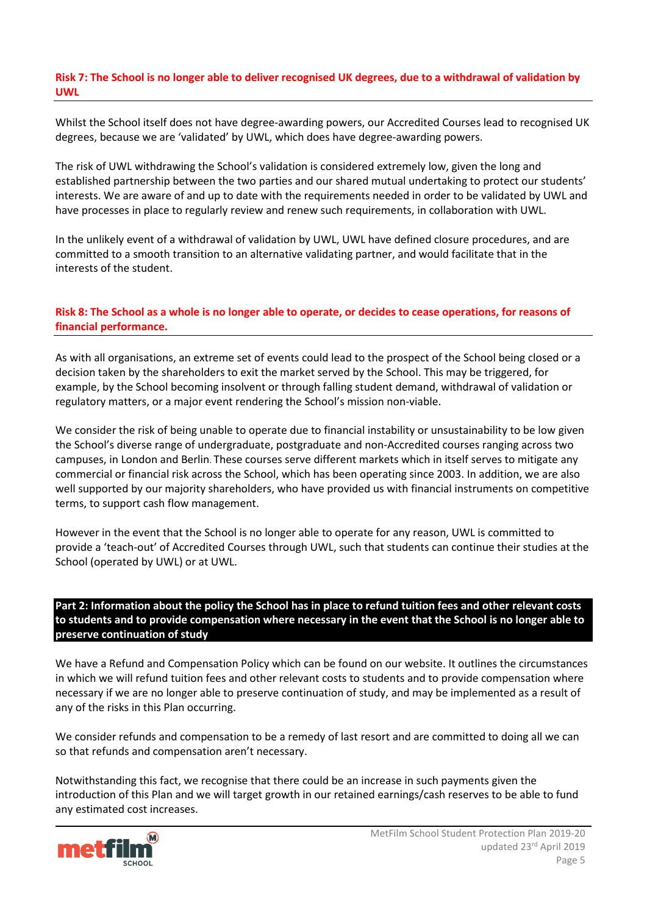### Risk 7: The School is no longer able to deliver recognised UK degrees, due to a withdrawal of validation by UWL

Whilst the School itself does not have degree-awarding powers, our Accredited Courses lead to recognised UK degrees, because we are 'validated' by UWL, which does have degree-awarding powers.

The risk of UWL withdrawing the School's validation is considered extremely low, given the long and established partnership between the two parties and our shared mutual undertaking to protect our students' interests. We are aware of and up to date with the requirements needed in order to be validated by UWL and have processes in place to regularly review and renew such requirements, in collaboration with UWL.

In the unlikely event of a withdrawal of validation by UWL, UWL have defined closure procedures, and are committed to a smooth transition to an alternative validating partner, and would facilitate that in the interests of the student.

### Risk 8: The School as a whole is no longer able to operate, or decides to cease operations, for reasons of financial performance.

As with all organisations, an extreme set of events could lead to the prospect of the School being closed or a decision taken by the shareholders to exit the market served by the School. This may be triggered, for example, by the School becoming insolvent or through falling student demand, withdrawal of validation or regulatory matters, or a major event rendering the School's mission non-viable.

We consider the risk of being unable to operate due to financial instability or unsustainability to be low given the School's diverse range of undergraduate, postgraduate and non-Accredited courses ranging across two campuses, in London and Berlin. These courses serve different markets which in itself serves to mitigate any commercial or financial risk across the School, which has been operating since 2003. In addition, we are also well supported by our majority shareholders, who have provided us with financial instruments on competitive terms, to support cash flow management.

However in the event that the School is no longer able to operate for any reason, UWL is committed to provide a 'teach-out' of Accredited Courses through UWL, such that students can continue their studies at the School (operated by UWL) or at UWL.

## Part 2: Information about the policy the School has in place to refund tuition fees and other relevant costs to students and to provide compensation where necessary in the event that the School is no longer able to preserve continuation of study

We have a Refund and Compensation Policy which can be found on our website. It outlines the circumstances in which we will refund tuition fees and other relevant costs to students and to provide compensation where necessary if we are no longer able to preserve continuation of study, and may be implemented as a result of any of the risks in this Plan occurring.

We consider refunds and compensation to be a remedy of last resort and are committed to doing all we can so that refunds and compensation aren't necessary.

Notwithstanding this fact, we recognise that there could be an increase in such payments given the introduction of this Plan and we will target growth in our retained earnings/cash reserves to be able to fund any estimated cost increases.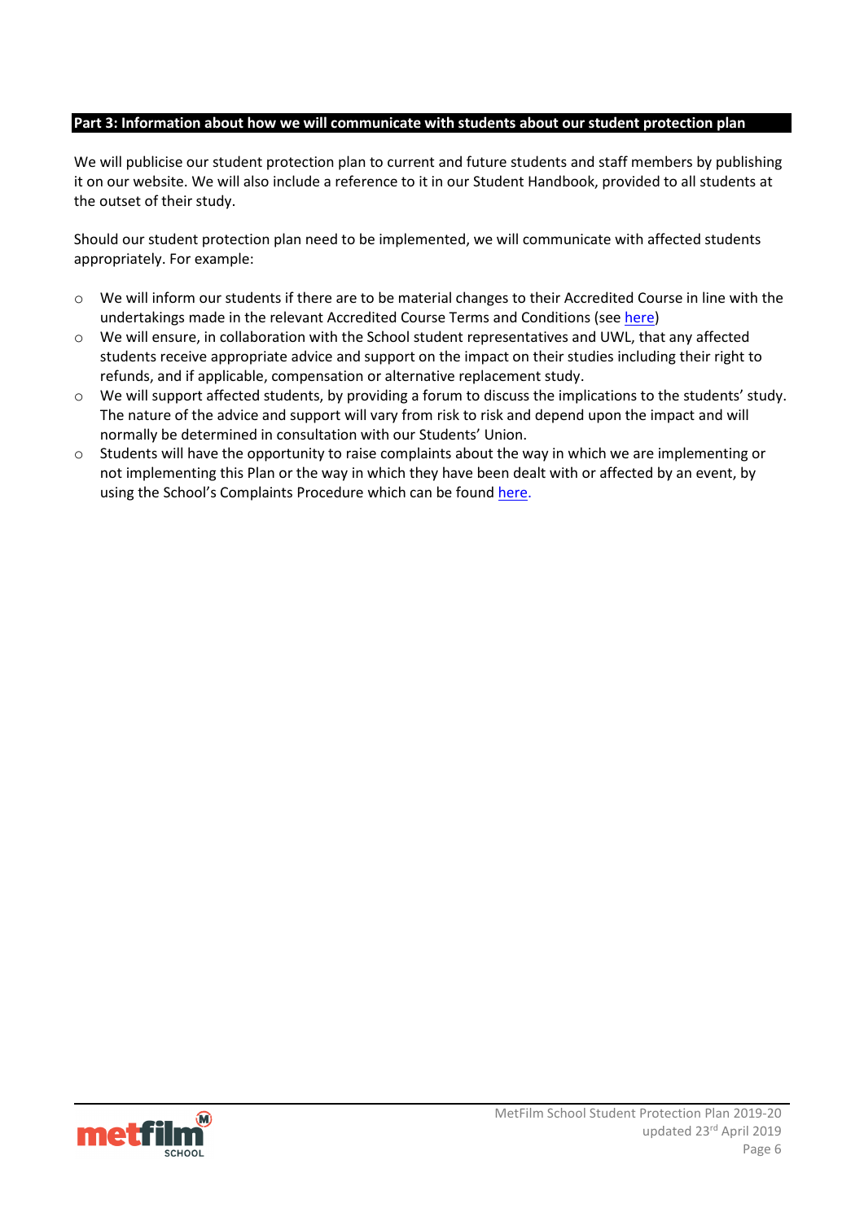## Part 3: Information about how we will communicate with students about our student protection plan

We will publicise our student protection plan to current and future students and staff members by publishing it on our website. We will also include a reference to it in our Student Handbook, provided to all students at the outset of their study.

Should our student protection plan need to be implemented, we will communicate with affected students appropriately. For example:

- We will inform our students if there are to be material changes to their Accredited Course in line with the undertakings made in the relevant Accredited Course Terms and Conditions (see here)
- We will ensure, in collaboration with the School student representatives and UWL, that any affected students receive appropriate advice and support on the impact on their studies including their right to refunds, and if applicable, compensation or alternative replacement study.
- We will support affected students, by providing a forum to discuss the implications to the students' study. The nature of the advice and support will vary from risk to risk and depend upon the impact and will normally be determined in consultation with our Students' Union.
- Students will have the opportunity to raise complaints about the way in which we are implementing or not implementing this Plan or the way in which they have been dealt with or affected by an event, by using the School's Complaints Procedure which can be found here.